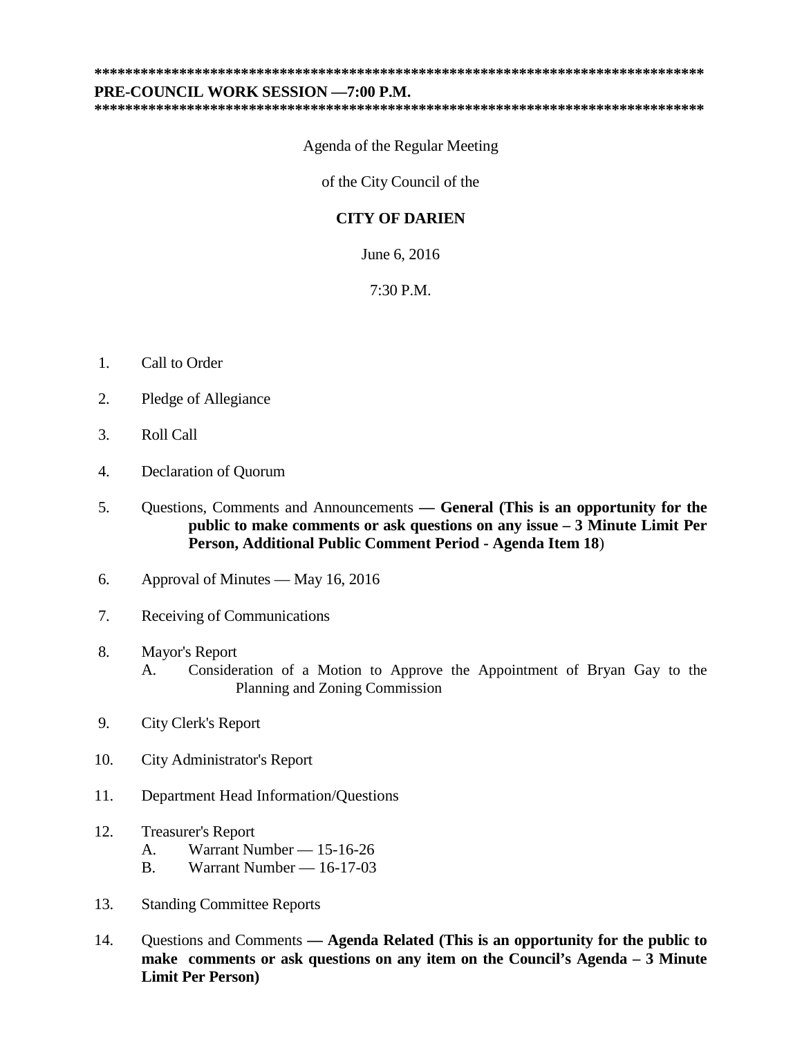*********************************************************************************

**PRE-COUNCIL WORK SESSION —7:00 P.M.**

*********************************************************************************

Agenda of the Regular Meeting

of the City Council of the

**CITY OF DARIEN**

June 6, 2016

7:30 P.M.

1. Call to Order

2. Pledge of Allegiance

3. Roll Call

4. Declaration of Quorum

5. Questions, Comments and Announcements **— General (This is an opportunity for the public to make comments or ask questions on any issue – 3 Minute Limit Per Person, Additional Public Comment Period - Agenda Item 18**)

6. Approval of Minutes — May 16, 2016

7. Receiving of Communications

8. Mayor's Report
   A. Consideration of a Motion to Approve the Appointment of Bryan Gay to the Planning and Zoning Commission

9. City Clerk's Report

10. City Administrator's Report

11. Department Head Information/Questions

12. Treasurer's Report
    A. Warrant Number — 15-16-26
    B. Warrant Number — 16-17-03

13. Standing Committee Reports

14. Questions and Comments **— Agenda Related (This is an opportunity for the public to make comments or ask questions on any item on the Council's Agenda – 3 Minute Limit Per Person)**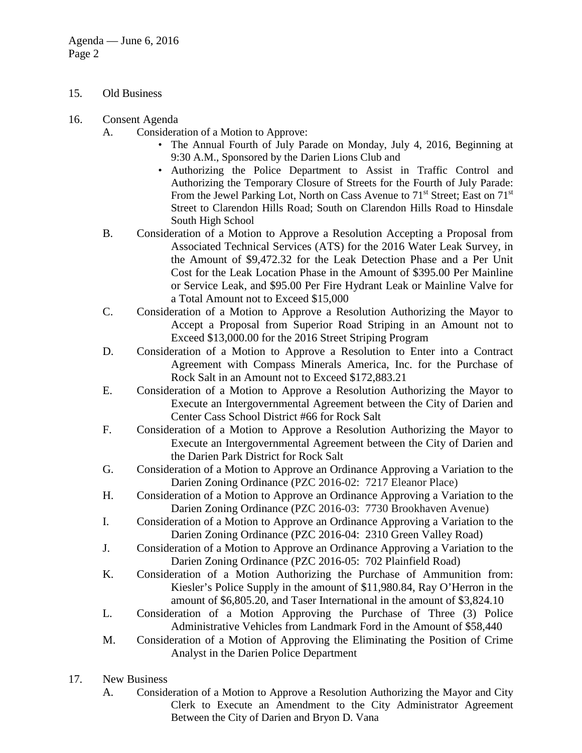15. Old Business

16. Consent Agenda

    A. Consideration of a Motion to Approve:
       - The Annual Fourth of July Parade on Monday, July 4, 2016, Beginning at 9:30 A.M., Sponsored by the Darien Lions Club and
       - Authorizing the Police Department to Assist in Traffic Control and Authorizing the Temporary Closure of Streets for the Fourth of July Parade: From the Jewel Parking Lot, North on Cass Avenue to 71st Street; East on 71st Street to Clarendon Hills Road; South on Clarendon Hills Road to Hinsdale South High School

    B. Consideration of a Motion to Approve a Resolution Accepting a Proposal from Associated Technical Services (ATS) for the 2016 Water Leak Survey, in the Amount of $9,472.32 for the Leak Detection Phase and a Per Unit Cost for the Leak Location Phase in the Amount of $395.00 Per Mainline or Service Leak, and $95.00 Per Fire Hydrant Leak or Mainline Valve for a Total Amount not to Exceed $15,000

    C. Consideration of a Motion to Approve a Resolution Authorizing the Mayor to Accept a Proposal from Superior Road Striping in an Amount not to Exceed $13,000.00 for the 2016 Street Striping Program

    D. Consideration of a Motion to Approve a Resolution to Enter into a Contract Agreement with Compass Minerals America, Inc. for the Purchase of Rock Salt in an Amount not to Exceed $172,883.21

    E. Consideration of a Motion to Approve a Resolution Authorizing the Mayor to Execute an Intergovernmental Agreement between the City of Darien and Center Cass School District #66 for Rock Salt

    F. Consideration of a Motion to Approve a Resolution Authorizing the Mayor to Execute an Intergovernmental Agreement between the City of Darien and the Darien Park District for Rock Salt

    G. Consideration of a Motion to Approve an Ordinance Approving a Variation to the Darien Zoning Ordinance (PZC 2016-02: 7217 Eleanor Place)

    H. Consideration of a Motion to Approve an Ordinance Approving a Variation to the Darien Zoning Ordinance (PZC 2016-03: 7730 Brookhaven Avenue)

    I. Consideration of a Motion to Approve an Ordinance Approving a Variation to the Darien Zoning Ordinance (PZC 2016-04: 2310 Green Valley Road)

    J. Consideration of a Motion to Approve an Ordinance Approving a Variation to the Darien Zoning Ordinance (PZC 2016-05: 702 Plainfield Road)

    K. Consideration of a Motion Authorizing the Purchase of Ammunition from: Kiesler's Police Supply in the amount of $11,980.84, Ray O'Herron in the amount of $6,805.20, and Taser International in the amount of $3,824.10

    L. Consideration of a Motion Approving the Purchase of Three (3) Police Administrative Vehicles from Landmark Ford in the Amount of $58,440

    M. Consideration of a Motion of Approving the Eliminating the Position of Crime Analyst in the Darien Police Department

17. New Business

    A. Consideration of a Motion to Approve a Resolution Authorizing the Mayor and City Clerk to Execute an Amendment to the City Administrator Agreement Between the City of Darien and Bryon D. Vana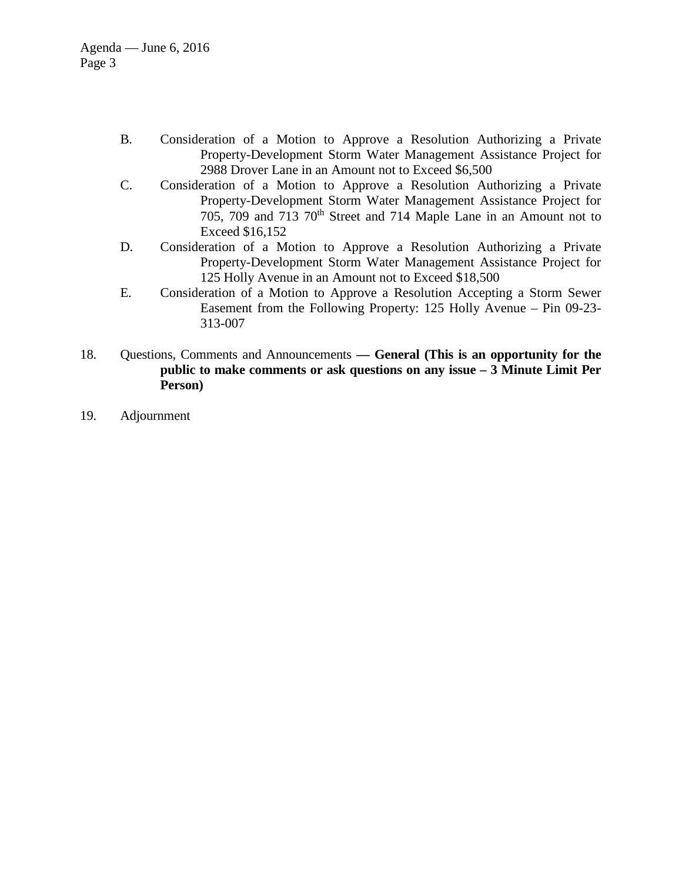B. Consideration of a Motion to Approve a Resolution Authorizing a Private Property-Development Storm Water Management Assistance Project for 2988 Drover Lane in an Amount not to Exceed $6,500

C. Consideration of a Motion to Approve a Resolution Authorizing a Private Property-Development Storm Water Management Assistance Project for 705, 709 and 713 70th Street and 714 Maple Lane in an Amount not to Exceed $16,152

D. Consideration of a Motion to Approve a Resolution Authorizing a Private Property-Development Storm Water Management Assistance Project for 125 Holly Avenue in an Amount not to Exceed $18,500

E. Consideration of a Motion to Approve a Resolution Accepting a Storm Sewer Easement from the Following Property: 125 Holly Avenue – Pin 09-23-313-007

18. Questions, Comments and Announcements **— General (This is an opportunity for the public to make comments or ask questions on any issue – 3 Minute Limit Per Person)**

19. Adjournment